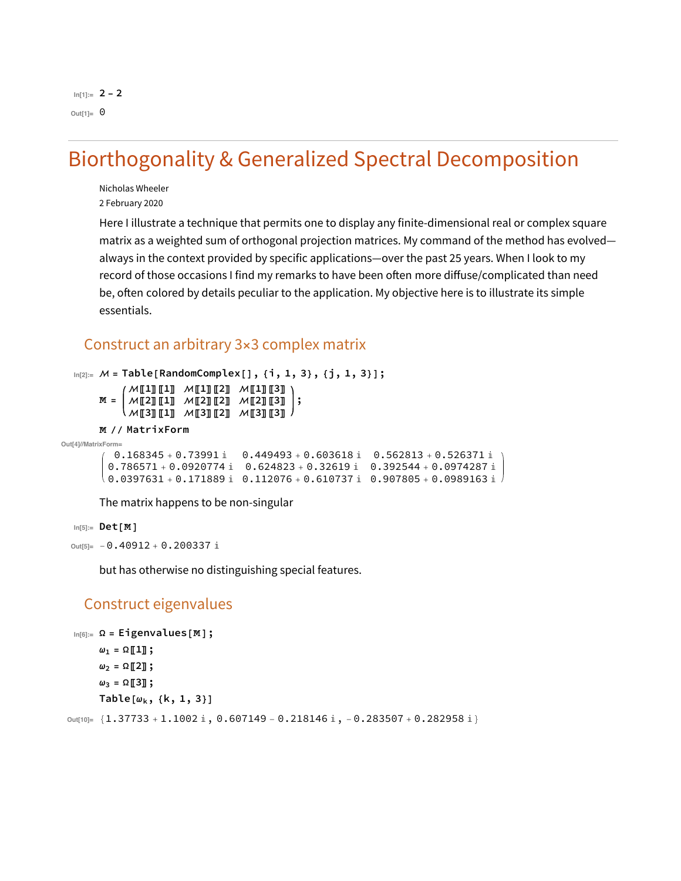```
In[1]:= 2 - 2
Out[1]= 0
```

# Biorthogonality & Generalized Spectral Decomposition

Nicholas Wheeler
2 February 2020

Here I illustrate a technique that permits one to display any finite-dimensional real or complex square matrix as a weighted sum of orthogonal projection matrices. My command of the method has evolved—always in the context provided by specific applications—over the past 25 years. When I look to my record of those occasions I find my remarks to have been often more diffuse/complicated than need be, often colored by details peculiar to the application. My objective here is to illustrate its simple essentials.

## Construct an arbitrary 3×3 complex matrix

```
In[2]:= 𝓜 = Table[RandomComplex[], {i, 1, 3}, {j, 1, 3}];
        𝕄 = ( 𝓜[[1]][[1]]  𝓜[[1]][[2]]  𝓜[[1]][[3]]
              𝓜[[2]][[1]]  𝓜[[2]][[2]]  𝓜[[2]][[3]]
              𝓜[[3]][[1]]  𝓜[[3]][[2]]  𝓜[[3]][[3]] );
        𝕄 // MatrixForm
```

Out[4]//MatrixForm=

$$\begin{pmatrix} 0.168345 + 0.73991\,i & 0.449493 + 0.603618\,i & 0.562813 + 0.526371\,i \\ 0.786571 + 0.0920774\,i & 0.624823 + 0.32619\,i & 0.392544 + 0.0974287\,i \\ 0.0397631 + 0.171889\,i & 0.112076 + 0.610737\,i & 0.907805 + 0.0989163\,i \end{pmatrix}$$

The matrix happens to be non-singular

```
In[5]:= Det[𝕄]
Out[5]= -0.40912 + 0.200337 i
```

but has otherwise no distinguishing special features.

## Construct eigenvalues

```
In[6]:= Ω = Eigenvalues[𝕄];
        ω1 = Ω[[1]];
        ω2 = Ω[[2]];
        ω3 = Ω[[3]];
        Table[ωk, {k, 1, 3}]
Out[10]= {1.37733 + 1.1002 i, 0.607149 - 0.218146 i, -0.283507 + 0.282958 i}
```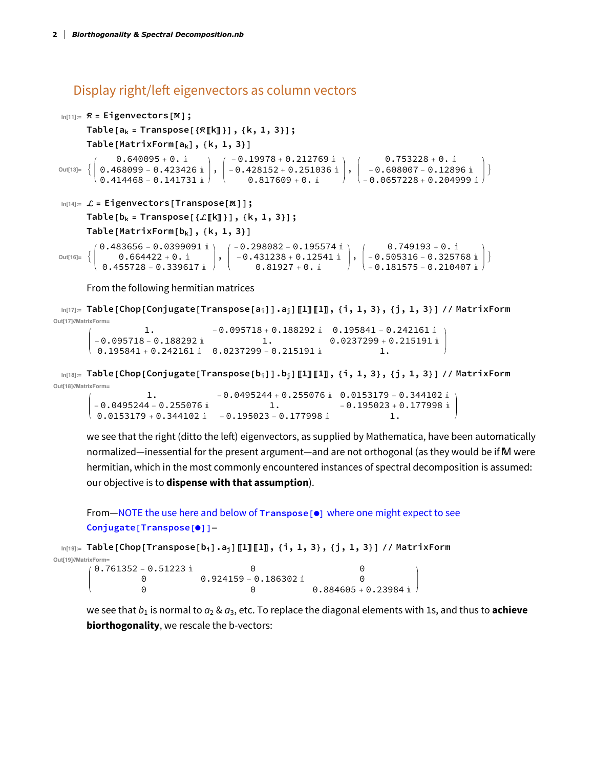## Display right/left eigenvectors as column vectors

```
In[11]:= ℛ = Eigenvectors[M];
         Table[a_k = Transpose[{ℛ[[k]]}], {k, 1, 3}];
         Table[MatrixForm[a_k], {k, 1, 3}]
```

$$
\text{Out[13]=}\left\{\begin{pmatrix} 0.640095+0.\,i \\ 0.468099-0.423426\,i \\ 0.414468-0.141731\,i \end{pmatrix}, \begin{pmatrix} -0.19978+0.212769\,i \\ -0.428152+0.251036\,i \\ 0.817609+0.\,i \end{pmatrix}, \begin{pmatrix} 0.753228+0.\,i \\ -0.608007-0.12896\,i \\ -0.0657228+0.204999\,i \end{pmatrix}\right\}
$$

```
In[14]:= ℒ = Eigenvectors[Transpose[M]];
         Table[b_k = Transpose[{ℒ[[k]]}], {k, 1, 3}];
         Table[MatrixForm[b_k], {k, 1, 3}]
```

$$
\text{Out[16]=}\left\{\begin{pmatrix} 0.483656-0.0399091\,i \\ 0.664422+0.\,i \\ 0.455728-0.339617\,i \end{pmatrix}, \begin{pmatrix} -0.298082-0.195574\,i \\ -0.431238+0.12541\,i \\ 0.81927+0.\,i \end{pmatrix}, \begin{pmatrix} 0.749193+0.\,i \\ -0.505316-0.325768\,i \\ -0.181575-0.210407\,i \end{pmatrix}\right\}
$$

From the following hermitian matrices

```
In[17]:= Table[Chop[Conjugate[Transpose[a_i]].a_j][[1]][[1]], {i, 1, 3}, {j, 1, 3}] // MatrixForm
```

$$
\text{Out[17]//MatrixForm=}\begin{pmatrix} 1. & -0.095718+0.188292\,i & 0.195841-0.242161\,i \\ -0.095718-0.188292\,i & 1. & 0.0237299+0.215191\,i \\ 0.195841+0.242161\,i & 0.0237299-0.215191\,i & 1. \end{pmatrix}
$$

```
In[18]:= Table[Chop[Conjugate[Transpose[b_i]].b_j][[1]][[1]], {i, 1, 3}, {j, 1, 3}] // MatrixForm
```

$$
\text{Out[18]//MatrixForm=}\begin{pmatrix} 1. & -0.0495244+0.255076\,i & 0.0153179-0.344102\,i \\ -0.0495244-0.255076\,i & 1. & -0.195023+0.177998\,i \\ 0.0153179+0.344102\,i & -0.195023-0.177998\,i & 1. \end{pmatrix}
$$

we see that the right (ditto the left) eigenvectors, as supplied by Mathematica, have been automatically normalized—inessential for the present argument—and are not orthogonal (as they would be if $\mathbb{M}$ were hermitian, which in the most commonly encountered instances of spectral decomposition is assumed: our objective is to **dispense with that assumption**).

From—NOTE the use here and below of `Transpose[•]` where one might expect to see `Conjugate[Transpose[•]]`—

```
In[19]:= Table[Chop[Transpose[b_i].a_j][[1]][[1]], {i, 1, 3}, {j, 1, 3}] // MatrixForm
```

$$
\text{Out[19]//MatrixForm=}\begin{pmatrix} 0.761352-0.51223\,i & 0 & 0 \\ 0 & 0.924159-0.186302\,i & 0 \\ 0 & 0 & 0.884605+0.23984\,i \end{pmatrix}
$$

we see that $b_1$ is normal to $a_2$ & $a_3$, etc. To replace the diagonal elements with 1s, and thus to **achieve biorthogonality**, we rescale the b-vectors: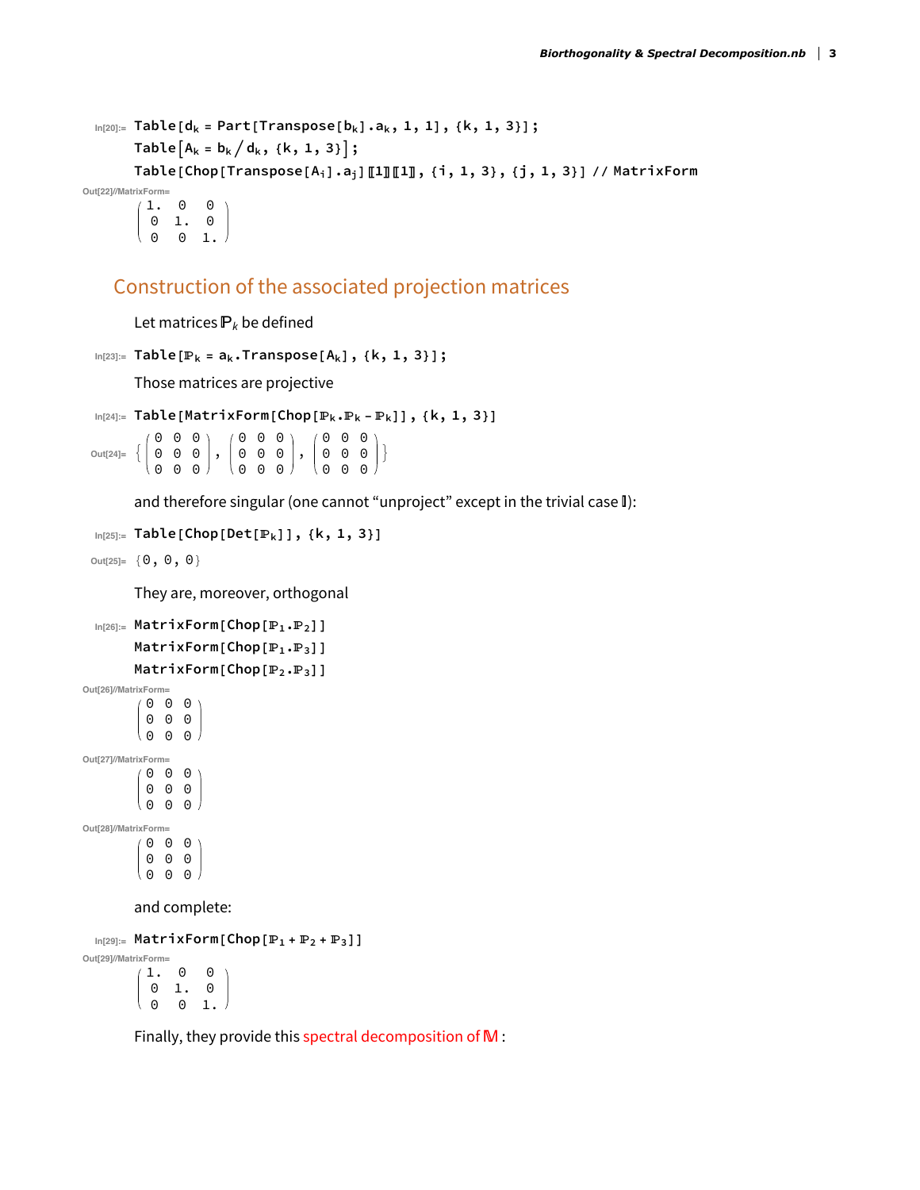```
In[20]:= Table[d_k = Part[Transpose[b_k].a_k, 1, 1], {k, 1, 3}];
         Table[A_k = b_k / d_k, {k, 1, 3}];
         Table[Chop[Transpose[A_i].a_j][[1]][[1]], {i, 1, 3}, {j, 1, 3}] // MatrixForm
```

Out[22]//MatrixForm=

$$\begin{pmatrix} 1. & 0 & 0 \\ 0 & 1. & 0 \\ 0 & 0 & 1. \end{pmatrix}$$

## Construction of the associated projection matrices

Let matrices $\mathbb{P}_k$ be defined

```
In[23]:= Table[ℙ_k = a_k.Transpose[A_k], {k, 1, 3}];
```

Those matrices are projective

```
In[24]:= Table[MatrixForm[Chop[ℙ_k.ℙ_k - ℙ_k]], {k, 1, 3}]
```

Out[24]= $\left\{ \begin{pmatrix} 0 & 0 & 0 \\ 0 & 0 & 0 \\ 0 & 0 & 0 \end{pmatrix}, \begin{pmatrix} 0 & 0 & 0 \\ 0 & 0 & 0 \\ 0 & 0 & 0 \end{pmatrix}, \begin{pmatrix} 0 & 0 & 0 \\ 0 & 0 & 0 \\ 0 & 0 & 0 \end{pmatrix} \right\}$

and therefore singular (one cannot “unproject” except in the trivial case $\mathbb{I}$):

```
In[25]:= Table[Chop[Det[ℙ_k]], {k, 1, 3}]
```

Out[25]= {0, 0, 0}

They are, moreover, orthogonal

```
In[26]:= MatrixForm[Chop[ℙ_1.ℙ_2]]
         MatrixForm[Chop[ℙ_1.ℙ_3]]
         MatrixForm[Chop[ℙ_2.ℙ_3]]
```

Out[26]//MatrixForm=

$$\begin{pmatrix} 0 & 0 & 0 \\ 0 & 0 & 0 \\ 0 & 0 & 0 \end{pmatrix}$$

Out[27]//MatrixForm=

$$\begin{pmatrix} 0 & 0 & 0 \\ 0 & 0 & 0 \\ 0 & 0 & 0 \end{pmatrix}$$

Out[28]//MatrixForm=

$$\begin{pmatrix} 0 & 0 & 0 \\ 0 & 0 & 0 \\ 0 & 0 & 0 \end{pmatrix}$$

and complete:

```
In[29]:= MatrixForm[Chop[ℙ_1 + ℙ_2 + ℙ_3]]
```

Out[29]//MatrixForm=

$$\begin{pmatrix} 1. & 0 & 0 \\ 0 & 1. & 0 \\ 0 & 0 & 1. \end{pmatrix}$$

Finally, they provide this spectral decomposition of $\mathbb{M}$ :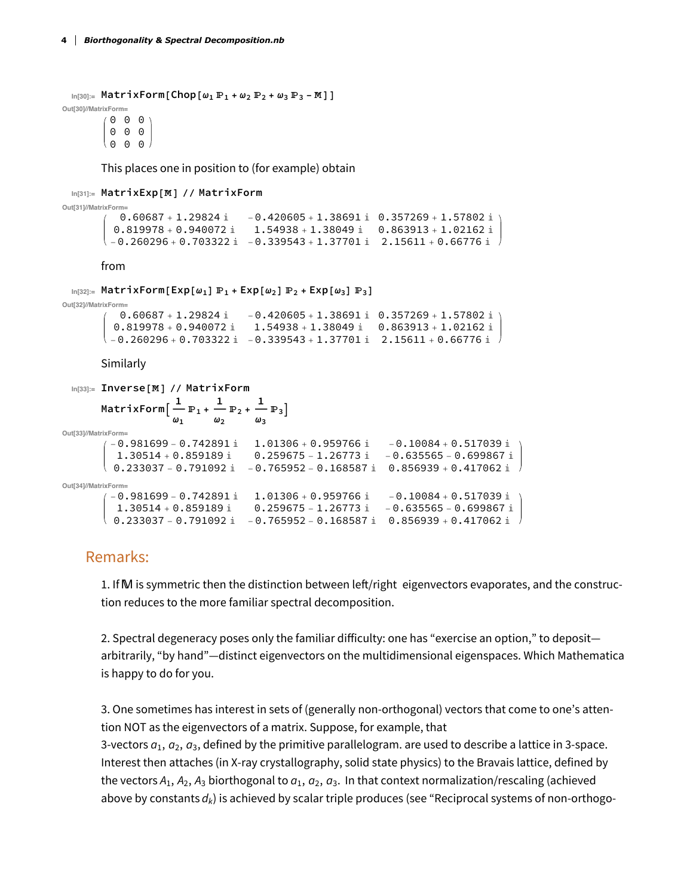```
In[30]:= MatrixForm[Chop[ω1 ℙ1 + ω2 ℙ2 + ω3 ℙ3 - 𝕄]]
```

Out[30]//MatrixForm=

$$\begin{pmatrix} 0 & 0 & 0 \\ 0 & 0 & 0 \\ 0 & 0 & 0 \end{pmatrix}$$

This places one in position to (for example) obtain

```
In[31]:= MatrixExp[𝕄] // MatrixForm
```

Out[31]//MatrixForm=

$$\begin{pmatrix} 0.60687 + 1.29824\,i & -0.420605 + 1.38691\,i & 0.357269 + 1.57802\,i \\ 0.819978 + 0.940072\,i & 1.54938 + 1.38049\,i & 0.863913 + 1.02162\,i \\ -0.260296 + 0.703322\,i & -0.339543 + 1.37701\,i & 2.15611 + 0.66776\,i \end{pmatrix}$$

from

```
In[32]:= MatrixForm[Exp[ω1] ℙ1 + Exp[ω2] ℙ2 + Exp[ω3] ℙ3]
```

Out[32]//MatrixForm=

$$\begin{pmatrix} 0.60687 + 1.29824\,i & -0.420605 + 1.38691\,i & 0.357269 + 1.57802\,i \\ 0.819978 + 0.940072\,i & 1.54938 + 1.38049\,i & 0.863913 + 1.02162\,i \\ -0.260296 + 0.703322\,i & -0.339543 + 1.37701\,i & 2.15611 + 0.66776\,i \end{pmatrix}$$

Similarly

```
In[33]:= Inverse[𝕄] // MatrixForm
         MatrixForm[1/ω1 ℙ1 + 1/ω2 ℙ2 + 1/ω3 ℙ3]
```

Out[33]//MatrixForm=

$$\begin{pmatrix} -0.981699 - 0.742891\,i & 1.01306 + 0.959766\,i & -0.10084 + 0.517039\,i \\ 1.30514 + 0.859189\,i & 0.259675 - 1.26773\,i & -0.635565 - 0.699867\,i \\ 0.233037 - 0.791092\,i & -0.765952 - 0.168587\,i & 0.856939 + 0.417062\,i \end{pmatrix}$$

Out[34]//MatrixForm=

$$\begin{pmatrix} -0.981699 - 0.742891\,i & 1.01306 + 0.959766\,i & -0.10084 + 0.517039\,i \\ 1.30514 + 0.859189\,i & 0.259675 - 1.26773\,i & -0.635565 - 0.699867\,i \\ 0.233037 - 0.791092\,i & -0.765952 - 0.168587\,i & 0.856939 + 0.417062\,i \end{pmatrix}$$

## Remarks:

1. If $\mathbb{M}$ is symmetric then the distinction between left/right eigenvectors evaporates, and the construction reduces to the more familiar spectral decomposition.

2. Spectral degeneracy poses only the familiar difficulty: one has "exercise an option," to deposit—arbitrarily, "by hand"—distinct eigenvectors on the multidimensional eigenspaces. Which Mathematica is happy to do for you.

3. One sometimes has interest in sets of (generally non-orthogonal) vectors that come to one's attention NOT as the eigenvectors of a matrix. Suppose, for example, that 3-vectors $a_1$, $a_2$, $a_3$, defined by the primitive parallelogram. are used to describe a lattice in 3-space. Interest then attaches (in X-ray crystallography, solid state physics) to the Bravais lattice, defined by the vectors $A_1$, $A_2$, $A_3$ biorthogonal to $a_1$, $a_2$, $a_3$. In that context normalization/rescaling (achieved above by constants $d_k$) is achieved by scalar triple produces (see "Reciprocal systems of non-orthogo-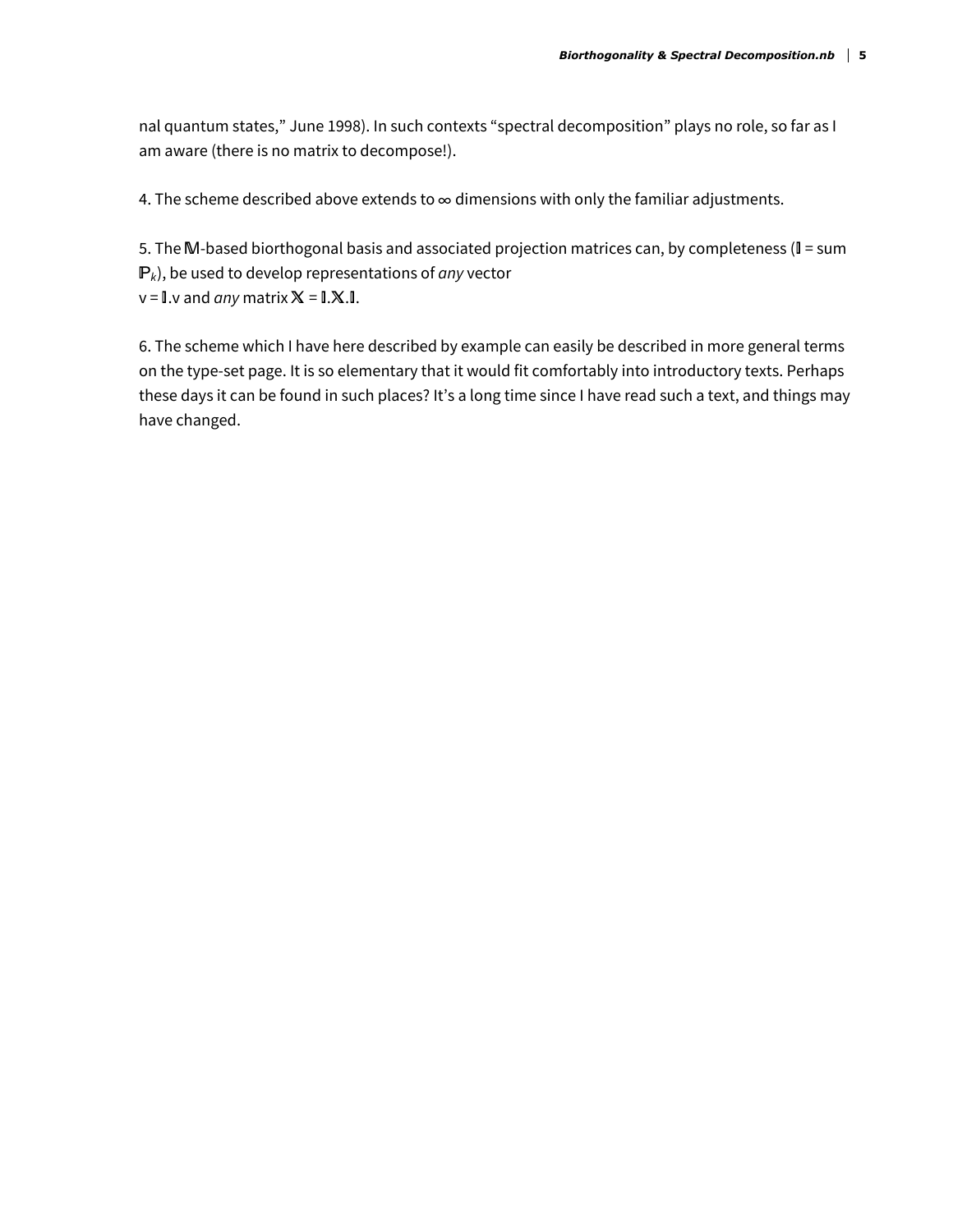nal quantum states," June 1998). In such contexts "spectral decomposition" plays no role, so far as I am aware (there is no matrix to decompose!).

4. The scheme described above extends to $\infty$ dimensions with only the familiar adjustments.

5. The $\mathbb{M}$-based biorthogonal basis and associated projection matrices can, by completeness ($\mathbb{I}$ = sum $\mathbb{P}_k$), be used to develop representations of *any* vector
$\mathrm{v} = \mathbb{I}.\mathrm{v}$ and *any* matrix $\mathbb{X} = \mathbb{I}.\mathbb{X}.\mathbb{I}$.

6. The scheme which I have here described by example can easily be described in more general terms on the type-set page. It is so elementary that it would fit comfortably into introductory texts. Perhaps these days it can be found in such places? It's a long time since I have read such a text, and things may have changed.